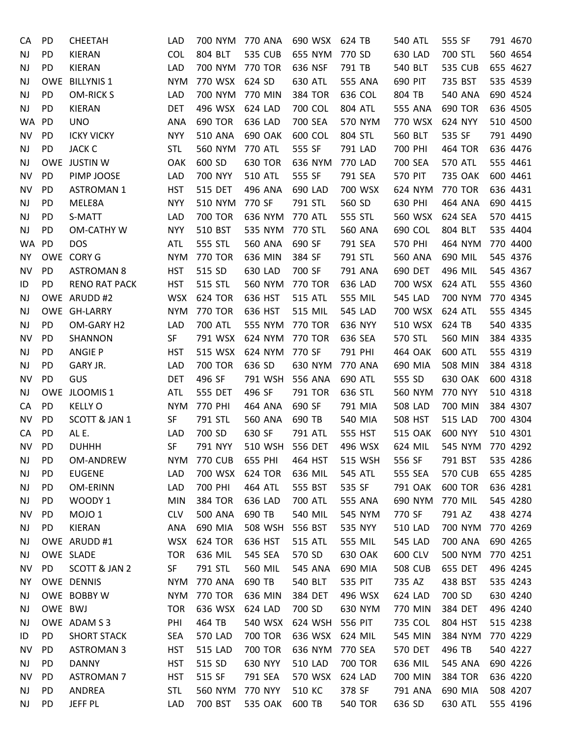| | | | | | | | | | | | | | | | | | |
|---|---|---|---|---|---|---|---|---|---|---|---|---|---|---|---|---|---|
| CA | PD | CHEETAH | LAD | 700 | NYM | 770 | ANA | 690 | WSX | 624 | TB | 540 | ATL | 555 | SF | 791 | 4670 |
| NJ | PD | KIERAN | COL | 804 | BLT | 535 | CUB | 655 | NYM | 770 | SD | 630 | LAD | 700 | STL | 560 | 4654 |
| NJ | PD | KIERAN | LAD | 700 | NYM | 770 | TOR | 636 | NSF | 791 | TB | 540 | BLT | 535 | CUB | 655 | 4627 |
| NJ | OWE | BILLYNIS 1 | NYM | 770 | WSX | 624 | SD | 630 | ATL | 555 | ANA | 690 | PIT | 735 | BST | 535 | 4539 |
| NJ | PD | OM-RICK S | LAD | 700 | NYM | 770 | MIN | 384 | TOR | 636 | COL | 804 | TB | 540 | ANA | 690 | 4524 |
| NJ | PD | KIERAN | DET | 496 | WSX | 624 | LAD | 700 | COL | 804 | ATL | 555 | ANA | 690 | TOR | 636 | 4505 |
| WA | PD | UNO | ANA | 690 | TOR | 636 | LAD | 700 | SEA | 570 | NYM | 770 | WSX | 624 | NYY | 510 | 4500 |
| NV | PD | ICKY VICKY | NYY | 510 | ANA | 690 | OAK | 600 | COL | 804 | STL | 560 | BLT | 535 | SF | 791 | 4490 |
| NJ | PD | JACK C | STL | 560 | NYM | 770 | ATL | 555 | SF | 791 | LAD | 700 | PHI | 464 | TOR | 636 | 4476 |
| NJ | OWE | JUSTIN W | OAK | 600 | SD | 630 | TOR | 636 | NYM | 770 | LAD | 700 | SEA | 570 | ATL | 555 | 4461 |
| NV | PD | PIMP JOOSE | LAD | 700 | NYY | 510 | ATL | 555 | SF | 791 | SEA | 570 | PIT | 735 | OAK | 600 | 4461 |
| NV | PD | ASTROMAN 1 | HST | 515 | DET | 496 | ANA | 690 | LAD | 700 | WSX | 624 | NYM | 770 | TOR | 636 | 4431 |
| NJ | PD | MELE8A | NYY | 510 | NYM | 770 | SF | 791 | STL | 560 | SD | 630 | PHI | 464 | ANA | 690 | 4415 |
| NJ | PD | S-MATT | LAD | 700 | TOR | 636 | NYM | 770 | ATL | 555 | STL | 560 | WSX | 624 | SEA | 570 | 4415 |
| NJ | PD | OM-CATHY W | NYY | 510 | BST | 535 | NYM | 770 | STL | 560 | ANA | 690 | COL | 804 | BLT | 535 | 4404 |
| WA | PD | DOS | ATL | 555 | STL | 560 | ANA | 690 | SF | 791 | SEA | 570 | PHI | 464 | NYM | 770 | 4400 |
| NY | OWE | CORY G | NYM | 770 | TOR | 636 | MIN | 384 | SF | 791 | STL | 560 | ANA | 690 | MIL | 545 | 4376 |
| NV | PD | ASTROMAN 8 | HST | 515 | SD | 630 | LAD | 700 | SF | 791 | ANA | 690 | DET | 496 | MIL | 545 | 4367 |
| ID | PD | RENO RAT PACK | HST | 515 | STL | 560 | NYM | 770 | TOR | 636 | LAD | 700 | WSX | 624 | ATL | 555 | 4360 |
| NJ | OWE | ARUDD #2 | WSX | 624 | TOR | 636 | HST | 515 | ATL | 555 | MIL | 545 | LAD | 700 | NYM | 770 | 4345 |
| NJ | OWE | GH-LARRY | NYM | 770 | TOR | 636 | HST | 515 | MIL | 545 | LAD | 700 | WSX | 624 | ATL | 555 | 4345 |
| NJ | PD | OM-GARY H2 | LAD | 700 | ATL | 555 | NYM | 770 | TOR | 636 | NYY | 510 | WSX | 624 | TB | 540 | 4335 |
| NV | PD | SHANNON | SF | 791 | WSX | 624 | NYM | 770 | TOR | 636 | SEA | 570 | STL | 560 | MIN | 384 | 4335 |
| NJ | PD | ANGIE P | HST | 515 | WSX | 624 | NYM | 770 | SF | 791 | PHI | 464 | OAK | 600 | ATL | 555 | 4319 |
| NJ | PD | GARY JR. | LAD | 700 | TOR | 636 | SD | 630 | NYM | 770 | ANA | 690 | MIA | 508 | MIN | 384 | 4318 |
| NV | PD | GUS | DET | 496 | SF | 791 | WSH | 556 | ANA | 690 | ATL | 555 | SD | 630 | OAK | 600 | 4318 |
| NJ | OWE | JLOOMIS 1 | ATL | 555 | DET | 496 | SF | 791 | TOR | 636 | STL | 560 | NYM | 770 | NYY | 510 | 4318 |
| CA | PD | KELLY O | NYM | 770 | PHI | 464 | ANA | 690 | SF | 791 | MIA | 508 | LAD | 700 | MIN | 384 | 4307 |
| NV | PD | SCOTT & JAN 1 | SF | 791 | STL | 560 | ANA | 690 | TB | 540 | MIA | 508 | HST | 515 | LAD | 700 | 4304 |
| CA | PD | AL E. | LAD | 700 | SD | 630 | SF | 791 | ATL | 555 | HST | 515 | OAK | 600 | NYY | 510 | 4301 |
| NV | PD | DUHHH | SF | 791 | NYY | 510 | WSH | 556 | DET | 496 | WSX | 624 | MIL | 545 | NYM | 770 | 4292 |
| NJ | PD | OM-ANDREW | NYM | 770 | CUB | 655 | PHI | 464 | HST | 515 | WSH | 556 | SF | 791 | BST | 535 | 4286 |
| NJ | PD | EUGENE | LAD | 700 | WSX | 624 | TOR | 636 | MIL | 545 | ATL | 555 | SEA | 570 | CUB | 655 | 4285 |
| NJ | PD | OM-ERINN | LAD | 700 | PHI | 464 | ATL | 555 | BST | 535 | SF | 791 | OAK | 600 | TOR | 636 | 4281 |
| NJ | PD | WOODY 1 | MIN | 384 | TOR | 636 | LAD | 700 | ATL | 555 | ANA | 690 | NYM | 770 | MIL | 545 | 4280 |
| NV | PD | MOJO 1 | CLV | 500 | ANA | 690 | TB | 540 | MIL | 545 | NYM | 770 | SF | 791 | AZ | 438 | 4274 |
| NJ | PD | KIERAN | ANA | 690 | MIA | 508 | WSH | 556 | BST | 535 | NYY | 510 | LAD | 700 | NYM | 770 | 4269 |
| NJ | OWE | ARUDD #1 | WSX | 624 | TOR | 636 | HST | 515 | ATL | 555 | MIL | 545 | LAD | 700 | ANA | 690 | 4265 |
| NJ | OWE | SLADE | TOR | 636 | MIL | 545 | SEA | 570 | SD | 630 | OAK | 600 | CLV | 500 | NYM | 770 | 4251 |
| NV | PD | SCOTT & JAN 2 | SF | 791 | STL | 560 | MIL | 545 | ANA | 690 | MIA | 508 | CUB | 655 | DET | 496 | 4245 |
| NY | OWE | DENNIS | NYM | 770 | ANA | 690 | TB | 540 | BLT | 535 | PIT | 735 | AZ | 438 | BST | 535 | 4243 |
| NJ | OWE | BOBBY W | NYM | 770 | TOR | 636 | MIN | 384 | DET | 496 | WSX | 624 | LAD | 700 | SD | 630 | 4240 |
| NJ | OWE | BWJ | TOR | 636 | WSX | 624 | LAD | 700 | SD | 630 | NYM | 770 | MIN | 384 | DET | 496 | 4240 |
| NJ | OWE | ADAM S 3 | PHI | 464 | TB | 540 | WSX | 624 | WSH | 556 | PIT | 735 | COL | 804 | HST | 515 | 4238 |
| ID | PD | SHORT STACK | SEA | 570 | LAD | 700 | TOR | 636 | WSX | 624 | MIL | 545 | MIN | 384 | NYM | 770 | 4229 |
| NV | PD | ASTROMAN 3 | HST | 515 | LAD | 700 | TOR | 636 | NYM | 770 | SEA | 570 | DET | 496 | TB | 540 | 4227 |
| NJ | PD | DANNY | HST | 515 | SD | 630 | NYY | 510 | LAD | 700 | TOR | 636 | MIL | 545 | ANA | 690 | 4226 |
| NV | PD | ASTROMAN 7 | HST | 515 | SF | 791 | SEA | 570 | WSX | 624 | LAD | 700 | MIN | 384 | TOR | 636 | 4220 |
| NJ | PD | ANDREA | STL | 560 | NYM | 770 | NYY | 510 | KC | 378 | SF | 791 | ANA | 690 | MIA | 508 | 4207 |
| NJ | PD | JEFF PL | LAD | 700 | BST | 535 | OAK | 600 | TB | 540 | TOR | 636 | SD | 630 | ATL | 555 | 4196 |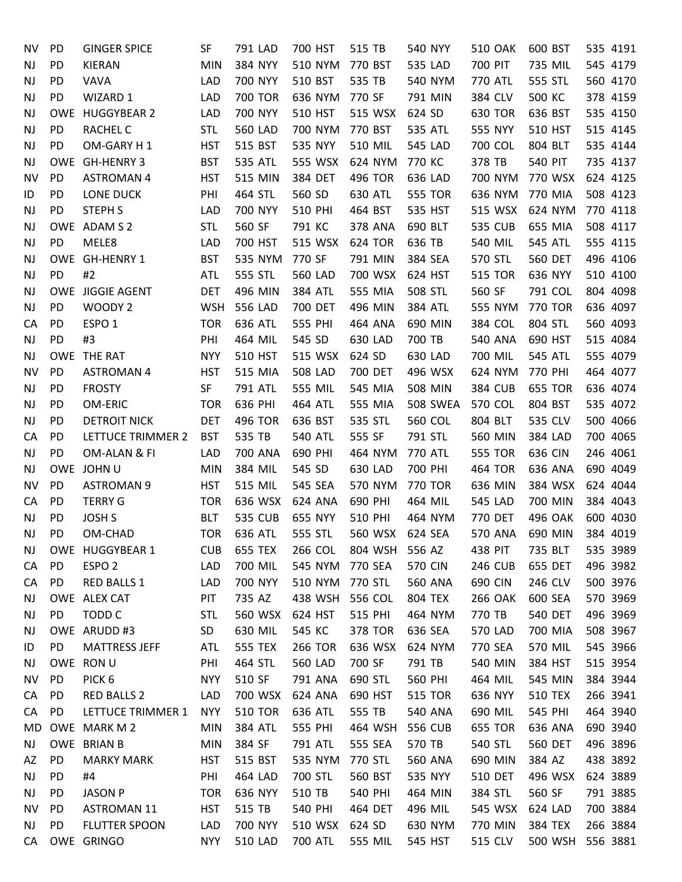| | | | | | | | | | | | | | | | | | | |
|---|---|---|---|---|---|---|---|---|---|---|---|---|---|---|---|---|---|---|
| NV | PD | GINGER SPICE | SF | 791 | LAD | 700 | HST | 515 | TB | 540 | NYY | 510 | OAK | 600 | BST | 535 | 4191 |
| NJ | PD | KIERAN | MIN | 384 | NYY | 510 | NYM | 770 | BST | 535 | LAD | 700 | PIT | 735 | MIL | 545 | 4179 |
| NJ | PD | VAVA | LAD | 700 | NYY | 510 | BST | 535 | TB | 540 | NYM | 770 | ATL | 555 | STL | 560 | 4170 |
| NJ | PD | WIZARD 1 | LAD | 700 | TOR | 636 | NYM | 770 | SF | 791 | MIN | 384 | CLV | 500 | KC | 378 | 4159 |
| NJ | OWE | HUGGYBEAR 2 | LAD | 700 | NYY | 510 | HST | 515 | WSX | 624 | SD | 630 | TOR | 636 | BST | 535 | 4150 |
| NJ | PD | RACHEL C | STL | 560 | LAD | 700 | NYM | 770 | BST | 535 | ATL | 555 | NYY | 510 | HST | 515 | 4145 |
| NJ | PD | OM-GARY H 1 | HST | 515 | BST | 535 | NYY | 510 | MIL | 545 | LAD | 700 | COL | 804 | BLT | 535 | 4144 |
| NJ | OWE | GH-HENRY 3 | BST | 535 | ATL | 555 | WSX | 624 | NYM | 770 | KC | 378 | TB | 540 | PIT | 735 | 4137 |
| NV | PD | ASTROMAN 4 | HST | 515 | MIN | 384 | DET | 496 | TOR | 636 | LAD | 700 | NYM | 770 | WSX | 624 | 4125 |
| ID | PD | LONE DUCK | PHI | 464 | STL | 560 | SD | 630 | ATL | 555 | TOR | 636 | NYM | 770 | MIA | 508 | 4123 |
| NJ | PD | STEPH S | LAD | 700 | NYY | 510 | PHI | 464 | BST | 535 | HST | 515 | WSX | 624 | NYM | 770 | 4118 |
| NJ | OWE | ADAM S 2 | STL | 560 | SF | 791 | KC | 378 | ANA | 690 | BLT | 535 | CUB | 655 | MIA | 508 | 4117 |
| NJ | PD | MELE8 | LAD | 700 | HST | 515 | WSX | 624 | TOR | 636 | TB | 540 | MIL | 545 | ATL | 555 | 4115 |
| NJ | OWE | GH-HENRY 1 | BST | 535 | NYM | 770 | SF | 791 | MIN | 384 | SEA | 570 | STL | 560 | DET | 496 | 4106 |
| NJ | PD | #2 | ATL | 555 | STL | 560 | LAD | 700 | WSX | 624 | HST | 515 | TOR | 636 | NYY | 510 | 4100 |
| NJ | OWE | JIGGIE AGENT | DET | 496 | MIN | 384 | ATL | 555 | MIA | 508 | STL | 560 | SF | 791 | COL | 804 | 4098 |
| NJ | PD | WOODY 2 | WSH | 556 | LAD | 700 | DET | 496 | MIN | 384 | ATL | 555 | NYM | 770 | TOR | 636 | 4097 |
| CA | PD | ESPO 1 | TOR | 636 | ATL | 555 | PHI | 464 | ANA | 690 | MIN | 384 | COL | 804 | STL | 560 | 4093 |
| NJ | PD | #3 | PHI | 464 | MIL | 545 | SD | 630 | LAD | 700 | TB | 540 | ANA | 690 | HST | 515 | 4084 |
| NJ | OWE | THE RAT | NYY | 510 | HST | 515 | WSX | 624 | SD | 630 | LAD | 700 | MIL | 545 | ATL | 555 | 4079 |
| NV | PD | ASTROMAN 4 | HST | 515 | MIA | 508 | LAD | 700 | DET | 496 | WSX | 624 | NYM | 770 | PHI | 464 | 4077 |
| NJ | PD | FROSTY | SF | 791 | ATL | 555 | MIL | 545 | MIA | 508 | MIN | 384 | CUB | 655 | TOR | 636 | 4074 |
| NJ | PD | OM-ERIC | TOR | 636 | PHI | 464 | ATL | 555 | MIA | 508 | SWEA | 570 | COL | 804 | BST | 535 | 4072 |
| NJ | PD | DETROIT NICK | DET | 496 | TOR | 636 | BST | 535 | STL | 560 | COL | 804 | BLT | 535 | CLV | 500 | 4066 |
| CA | PD | LETTUCE TRIMMER 2 | BST | 535 | TB | 540 | ATL | 555 | SF | 791 | STL | 560 | MIN | 384 | LAD | 700 | 4065 |
| NJ | PD | OM-ALAN & FI | LAD | 700 | ANA | 690 | PHI | 464 | NYM | 770 | ATL | 555 | TOR | 636 | CIN | 246 | 4061 |
| NJ | OWE | JOHN U | MIN | 384 | MIL | 545 | SD | 630 | LAD | 700 | PHI | 464 | TOR | 636 | ANA | 690 | 4049 |
| NV | PD | ASTROMAN 9 | HST | 515 | MIL | 545 | SEA | 570 | NYM | 770 | TOR | 636 | MIN | 384 | WSX | 624 | 4044 |
| CA | PD | TERRY G | TOR | 636 | WSX | 624 | ANA | 690 | PHI | 464 | MIL | 545 | LAD | 700 | MIN | 384 | 4043 |
| NJ | PD | JOSH S | BLT | 535 | CUB | 655 | NYY | 510 | PHI | 464 | NYM | 770 | DET | 496 | OAK | 600 | 4030 |
| NJ | PD | OM-CHAD | TOR | 636 | ATL | 555 | STL | 560 | WSX | 624 | SEA | 570 | ANA | 690 | MIN | 384 | 4019 |
| NJ | OWE | HUGGYBEAR 1 | CUB | 655 | TEX | 266 | COL | 804 | WSH | 556 | AZ | 438 | PIT | 735 | BLT | 535 | 3989 |
| CA | PD | ESPO 2 | LAD | 700 | MIL | 545 | NYM | 770 | SEA | 570 | CIN | 246 | CUB | 655 | DET | 496 | 3982 |
| CA | PD | RED BALLS 1 | LAD | 700 | NYY | 510 | NYM | 770 | STL | 560 | ANA | 690 | CIN | 246 | CLV | 500 | 3976 |
| NJ | OWE | ALEX CAT | PIT | 735 | AZ | 438 | WSH | 556 | COL | 804 | TEX | 266 | OAK | 600 | SEA | 570 | 3969 |
| NJ | PD | TODD C | STL | 560 | WSX | 624 | HST | 515 | PHI | 464 | NYM | 770 | TB | 540 | DET | 496 | 3969 |
| NJ | OWE | ARUDD #3 | SD | 630 | MIL | 545 | KC | 378 | TOR | 636 | SEA | 570 | LAD | 700 | MIA | 508 | 3967 |
| ID | PD | MATTRESS JEFF | ATL | 555 | TEX | 266 | TOR | 636 | WSX | 624 | NYM | 770 | SEA | 570 | MIL | 545 | 3966 |
| NJ | OWE | RON U | PHI | 464 | STL | 560 | LAD | 700 | SF | 791 | TB | 540 | MIN | 384 | HST | 515 | 3954 |
| NV | PD | PICK 6 | NYY | 510 | SF | 791 | ANA | 690 | STL | 560 | PHI | 464 | MIL | 545 | MIN | 384 | 3944 |
| CA | PD | RED BALLS 2 | LAD | 700 | WSX | 624 | ANA | 690 | HST | 515 | TOR | 636 | NYY | 510 | TEX | 266 | 3941 |
| CA | PD | LETTUCE TRIMMER 1 | NYY | 510 | TOR | 636 | ATL | 555 | TB | 540 | ANA | 690 | MIL | 545 | PHI | 464 | 3940 |
| MD | OWE | MARK M 2 | MIN | 384 | ATL | 555 | PHI | 464 | WSH | 556 | CUB | 655 | TOR | 636 | ANA | 690 | 3940 |
| NJ | OWE | BRIAN B | MIN | 384 | SF | 791 | ATL | 555 | SEA | 570 | TB | 540 | STL | 560 | DET | 496 | 3896 |
| AZ | PD | MARKY MARK | HST | 515 | BST | 535 | NYM | 770 | STL | 560 | ANA | 690 | MIN | 384 | AZ | 438 | 3892 |
| NJ | PD | #4 | PHI | 464 | LAD | 700 | STL | 560 | BST | 535 | NYY | 510 | DET | 496 | WSX | 624 | 3889 |
| NJ | PD | JASON P | TOR | 636 | NYY | 510 | TB | 540 | PHI | 464 | MIN | 384 | STL | 560 | SF | 791 | 3885 |
| NV | PD | ASTROMAN 11 | HST | 515 | TB | 540 | PHI | 464 | DET | 496 | MIL | 545 | WSX | 624 | LAD | 700 | 3884 |
| NJ | PD | FLUTTER SPOON | LAD | 700 | NYY | 510 | WSX | 624 | SD | 630 | NYM | 770 | MIN | 384 | TEX | 266 | 3884 |
| CA | OWE | GRINGO | NYY | 510 | LAD | 700 | ATL | 555 | MIL | 545 | HST | 515 | CLV | 500 | WSH | 556 | 3881 |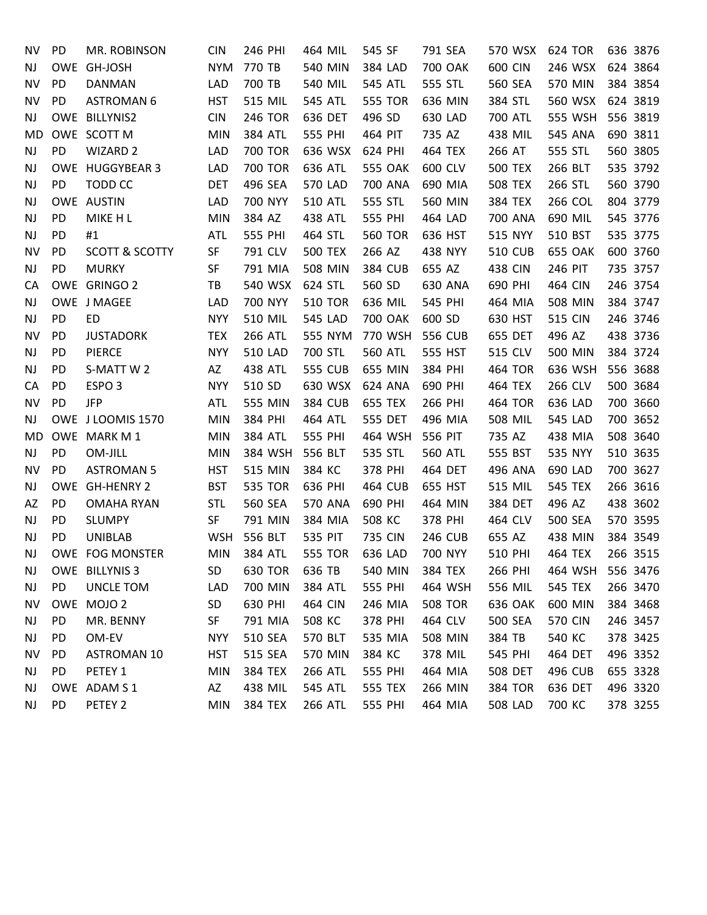| | | | | | | | | | | | | | | | | | | | |
|---|---|---|---|---|---|---|---|---|---|---|---|---|---|---|---|---|---|---|---|
| NV | PD | MR. ROBINSON | CIN | 246 | PHI | 464 | MIL | 545 | SF | 791 | SEA | 570 | WSX | 624 | TOR | 636 | 3876 |
| NJ | OWE | GH-JOSH | NYM | 770 | TB | 540 | MIN | 384 | LAD | 700 | OAK | 600 | CIN | 246 | WSX | 624 | 3864 |
| NV | PD | DANMAN | LAD | 700 | TB | 540 | MIL | 545 | ATL | 555 | STL | 560 | SEA | 570 | MIN | 384 | 3854 |
| NV | PD | ASTROMAN 6 | HST | 515 | MIL | 545 | ATL | 555 | TOR | 636 | MIN | 384 | STL | 560 | WSX | 624 | 3819 |
| NJ | OWE | BILLYNIS2 | CIN | 246 | TOR | 636 | DET | 496 | SD | 630 | LAD | 700 | ATL | 555 | WSH | 556 | 3819 |
| MD | OWE | SCOTT M | MIN | 384 | ATL | 555 | PHI | 464 | PIT | 735 | AZ | 438 | MIL | 545 | ANA | 690 | 3811 |
| NJ | PD | WIZARD 2 | LAD | 700 | TOR | 636 | WSX | 624 | PHI | 464 | TEX | 266 | AT | 555 | STL | 560 | 3805 |
| NJ | OWE | HUGGYBEAR 3 | LAD | 700 | TOR | 636 | ATL | 555 | OAK | 600 | CLV | 500 | TEX | 266 | BLT | 535 | 3792 |
| NJ | PD | TODD CC | DET | 496 | SEA | 570 | LAD | 700 | ANA | 690 | MIA | 508 | TEX | 266 | STL | 560 | 3790 |
| NJ | OWE | AUSTIN | LAD | 700 | NYY | 510 | ATL | 555 | STL | 560 | MIN | 384 | TEX | 266 | COL | 804 | 3779 |
| NJ | PD | MIKE H L | MIN | 384 | AZ | 438 | ATL | 555 | PHI | 464 | LAD | 700 | ANA | 690 | MIL | 545 | 3776 |
| NJ | PD | #1 | ATL | 555 | PHI | 464 | STL | 560 | TOR | 636 | HST | 515 | NYY | 510 | BST | 535 | 3775 |
| NV | PD | SCOTT & SCOTTY | SF | 791 | CLV | 500 | TEX | 266 | AZ | 438 | NYY | 510 | CUB | 655 | OAK | 600 | 3760 |
| NJ | PD | MURKY | SF | 791 | MIA | 508 | MIN | 384 | CUB | 655 | AZ | 438 | CIN | 246 | PIT | 735 | 3757 |
| CA | OWE | GRINGO 2 | TB | 540 | WSX | 624 | STL | 560 | SD | 630 | ANA | 690 | PHI | 464 | CIN | 246 | 3754 |
| NJ | OWE | J MAGEE | LAD | 700 | NYY | 510 | TOR | 636 | MIL | 545 | PHI | 464 | MIA | 508 | MIN | 384 | 3747 |
| NJ | PD | ED | NYY | 510 | MIL | 545 | LAD | 700 | OAK | 600 | SD | 630 | HST | 515 | CIN | 246 | 3746 |
| NV | PD | JUSTADORK | TEX | 266 | ATL | 555 | NYM | 770 | WSH | 556 | CUB | 655 | DET | 496 | AZ | 438 | 3736 |
| NJ | PD | PIERCE | NYY | 510 | LAD | 700 | STL | 560 | ATL | 555 | HST | 515 | CLV | 500 | MIN | 384 | 3724 |
| NJ | PD | S-MATT W 2 | AZ | 438 | ATL | 555 | CUB | 655 | MIN | 384 | PHI | 464 | TOR | 636 | WSH | 556 | 3688 |
| CA | PD | ESPO 3 | NYY | 510 | SD | 630 | WSX | 624 | ANA | 690 | PHI | 464 | TEX | 266 | CLV | 500 | 3684 |
| NV | PD | JFP | ATL | 555 | MIN | 384 | CUB | 655 | TEX | 266 | PHI | 464 | TOR | 636 | LAD | 700 | 3660 |
| NJ | OWE | J LOOMIS 1570 | MIN | 384 | PHI | 464 | ATL | 555 | DET | 496 | MIA | 508 | MIL | 545 | LAD | 700 | 3652 |
| MD | OWE | MARK M 1 | MIN | 384 | ATL | 555 | PHI | 464 | WSH | 556 | PIT | 735 | AZ | 438 | MIA | 508 | 3640 |
| NJ | PD | OM-JILL | MIN | 384 | WSH | 556 | BLT | 535 | STL | 560 | ATL | 555 | BST | 535 | NYY | 510 | 3635 |
| NV | PD | ASTROMAN 5 | HST | 515 | MIN | 384 | KC | 378 | PHI | 464 | DET | 496 | ANA | 690 | LAD | 700 | 3627 |
| NJ | OWE | GH-HENRY 2 | BST | 535 | TOR | 636 | PHI | 464 | CUB | 655 | HST | 515 | MIL | 545 | TEX | 266 | 3616 |
| AZ | PD | OMAHA RYAN | STL | 560 | SEA | 570 | ANA | 690 | PHI | 464 | MIN | 384 | DET | 496 | AZ | 438 | 3602 |
| NJ | PD | SLUMPY | SF | 791 | MIN | 384 | MIA | 508 | KC | 378 | PHI | 464 | CLV | 500 | SEA | 570 | 3595 |
| NJ | PD | UNIBLAB | WSH | 556 | BLT | 535 | PIT | 735 | CIN | 246 | CUB | 655 | AZ | 438 | MIN | 384 | 3549 |
| NJ | OWE | FOG MONSTER | MIN | 384 | ATL | 555 | TOR | 636 | LAD | 700 | NYY | 510 | PHI | 464 | TEX | 266 | 3515 |
| NJ | OWE | BILLYNIS 3 | SD | 630 | TOR | 636 | TB | 540 | MIN | 384 | TEX | 266 | PHI | 464 | WSH | 556 | 3476 |
| NJ | PD | UNCLE TOM | LAD | 700 | MIN | 384 | ATL | 555 | PHI | 464 | WSH | 556 | MIL | 545 | TEX | 266 | 3470 |
| NV | OWE | MOJO 2 | SD | 630 | PHI | 464 | CIN | 246 | MIA | 508 | TOR | 636 | OAK | 600 | MIN | 384 | 3468 |
| NJ | PD | MR. BENNY | SF | 791 | MIA | 508 | KC | 378 | PHI | 464 | CLV | 500 | SEA | 570 | CIN | 246 | 3457 |
| NJ | PD | OM-EV | NYY | 510 | SEA | 570 | BLT | 535 | MIA | 508 | MIN | 384 | TB | 540 | KC | 378 | 3425 |
| NV | PD | ASTROMAN 10 | HST | 515 | SEA | 570 | MIN | 384 | KC | 378 | MIL | 545 | PHI | 464 | DET | 496 | 3352 |
| NJ | PD | PETEY 1 | MIN | 384 | TEX | 266 | ATL | 555 | PHI | 464 | MIA | 508 | DET | 496 | CUB | 655 | 3328 |
| NJ | OWE | ADAM S 1 | AZ | 438 | MIL | 545 | ATL | 555 | TEX | 266 | MIN | 384 | TOR | 636 | DET | 496 | 3320 |
| NJ | PD | PETEY 2 | MIN | 384 | TEX | 266 | ATL | 555 | PHI | 464 | MIA | 508 | LAD | 700 | KC | 378 | 3255 |